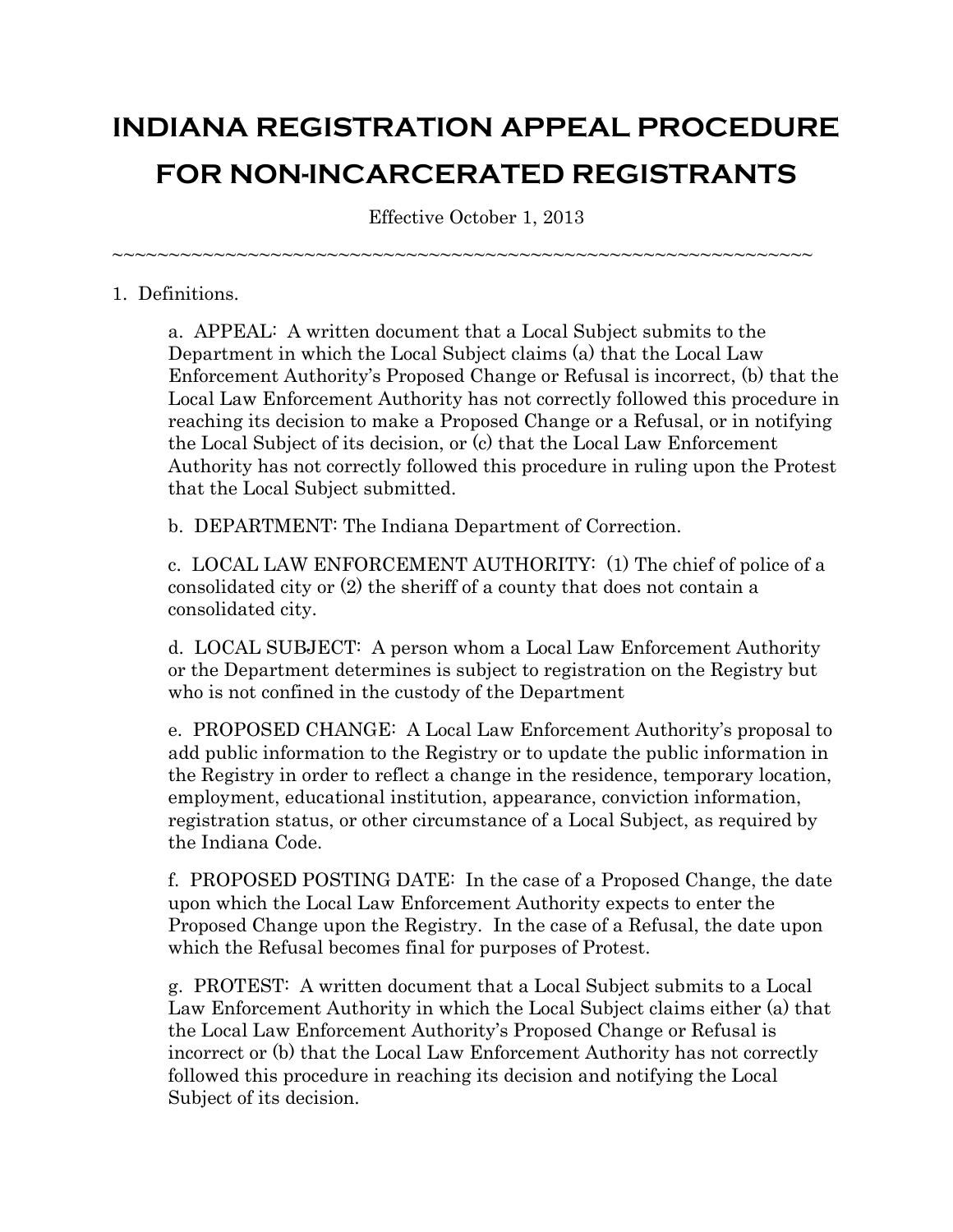# INDIANA REGISTRATION APPEAL PROCEDURE FOR NON-INCARCERATED REGISTRANTS

Effective October 1, 2013

~~~~~~~~~~~~~~~~~~~~~~~~~~~~~~~~~~~~~~~~~~~~~~~~~~~~~~~~~~~~~~~~

1. Definitions.

   a. APPEAL: A written document that a Local Subject submits to the Department in which the Local Subject claims (a) that the Local Law Enforcement Authority's Proposed Change or Refusal is incorrect, (b) that the Local Law Enforcement Authority has not correctly followed this procedure in reaching its decision to make a Proposed Change or a Refusal, or in notifying the Local Subject of its decision, or (c) that the Local Law Enforcement Authority has not correctly followed this procedure in ruling upon the Protest that the Local Subject submitted.

   b. DEPARTMENT: The Indiana Department of Correction.

   c. LOCAL LAW ENFORCEMENT AUTHORITY: (1) The chief of police of a consolidated city or (2) the sheriff of a county that does not contain a consolidated city.

   d. LOCAL SUBJECT: A person whom a Local Law Enforcement Authority or the Department determines is subject to registration on the Registry but who is not confined in the custody of the Department

   e. PROPOSED CHANGE: A Local Law Enforcement Authority's proposal to add public information to the Registry or to update the public information in the Registry in order to reflect a change in the residence, temporary location, employment, educational institution, appearance, conviction information, registration status, or other circumstance of a Local Subject, as required by the Indiana Code.

   f. PROPOSED POSTING DATE: In the case of a Proposed Change, the date upon which the Local Law Enforcement Authority expects to enter the Proposed Change upon the Registry. In the case of a Refusal, the date upon which the Refusal becomes final for purposes of Protest.

   g. PROTEST: A written document that a Local Subject submits to a Local Law Enforcement Authority in which the Local Subject claims either (a) that the Local Law Enforcement Authority's Proposed Change or Refusal is incorrect or (b) that the Local Law Enforcement Authority has not correctly followed this procedure in reaching its decision and notifying the Local Subject of its decision.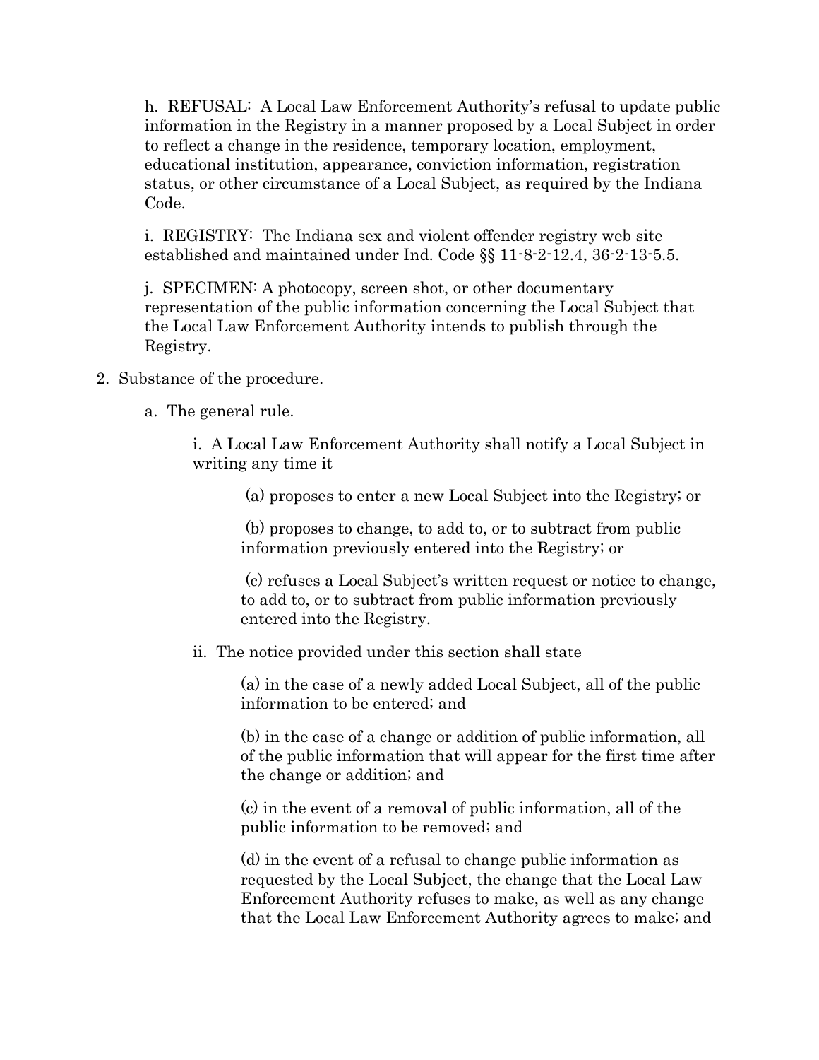h. REFUSAL: A Local Law Enforcement Authority's refusal to update public information in the Registry in a manner proposed by a Local Subject in order to reflect a change in the residence, temporary location, employment, educational institution, appearance, conviction information, registration status, or other circumstance of a Local Subject, as required by the Indiana Code.

i. REGISTRY: The Indiana sex and violent offender registry web site established and maintained under Ind. Code §§ 11-8-2-12.4, 36-2-13-5.5.

j. SPECIMEN: A photocopy, screen shot, or other documentary representation of the public information concerning the Local Subject that the Local Law Enforcement Authority intends to publish through the Registry.

2. Substance of the procedure.

   a. The general rule.

      i. A Local Law Enforcement Authority shall notify a Local Subject in writing any time it

         (a) proposes to enter a new Local Subject into the Registry; or

         (b) proposes to change, to add to, or to subtract from public information previously entered into the Registry; or

         (c) refuses a Local Subject's written request or notice to change, to add to, or to subtract from public information previously entered into the Registry.

      ii. The notice provided under this section shall state

         (a) in the case of a newly added Local Subject, all of the public information to be entered; and

         (b) in the case of a change or addition of public information, all of the public information that will appear for the first time after the change or addition; and

         (c) in the event of a removal of public information, all of the public information to be removed; and

         (d) in the event of a refusal to change public information as requested by the Local Subject, the change that the Local Law Enforcement Authority refuses to make, as well as any change that the Local Law Enforcement Authority agrees to make; and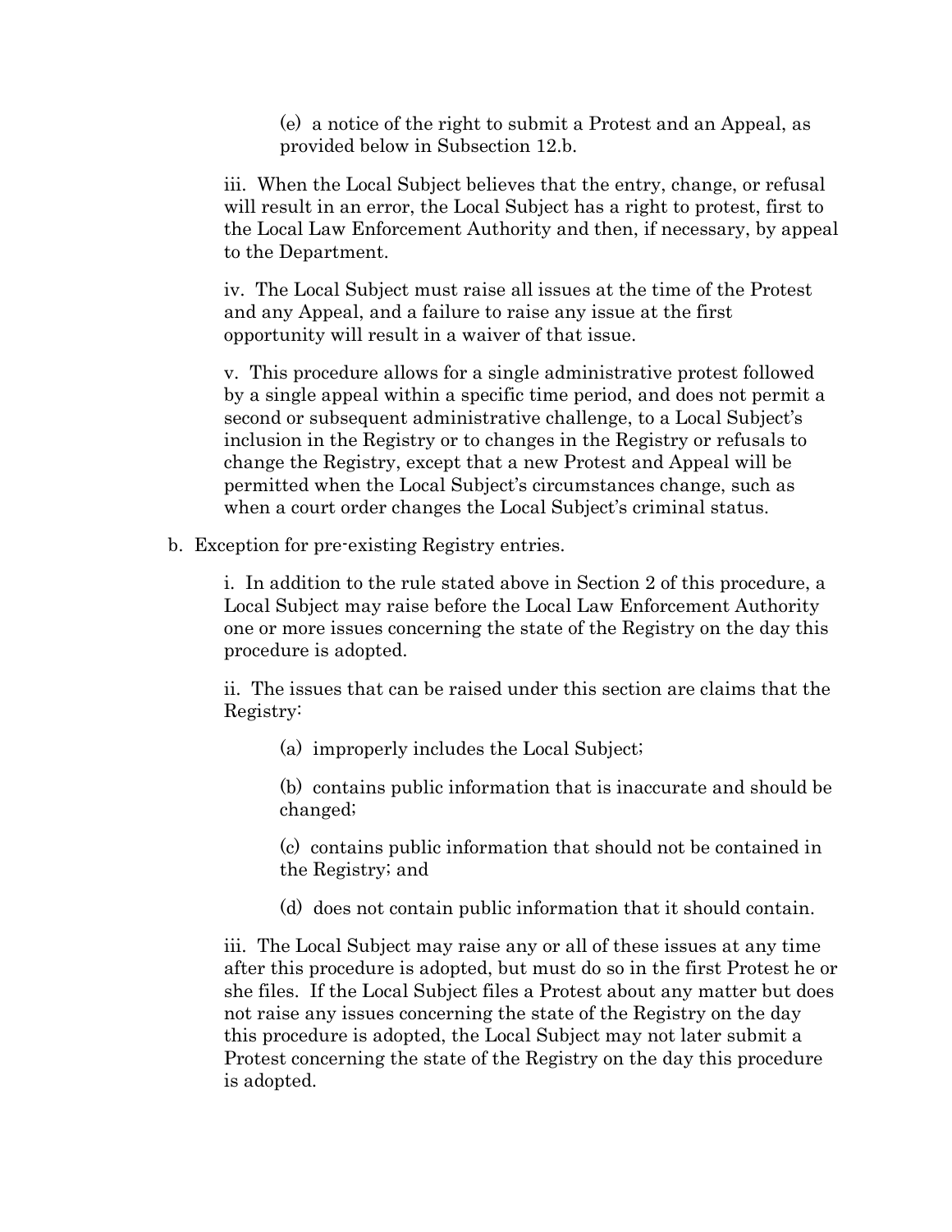(e) a notice of the right to submit a Protest and an Appeal, as provided below in Subsection 12.b.

iii. When the Local Subject believes that the entry, change, or refusal will result in an error, the Local Subject has a right to protest, first to the Local Law Enforcement Authority and then, if necessary, by appeal to the Department.

iv. The Local Subject must raise all issues at the time of the Protest and any Appeal, and a failure to raise any issue at the first opportunity will result in a waiver of that issue.

v. This procedure allows for a single administrative protest followed by a single appeal within a specific time period, and does not permit a second or subsequent administrative challenge, to a Local Subject's inclusion in the Registry or to changes in the Registry or refusals to change the Registry, except that a new Protest and Appeal will be permitted when the Local Subject's circumstances change, such as when a court order changes the Local Subject's criminal status.

b. Exception for pre-existing Registry entries.

i. In addition to the rule stated above in Section 2 of this procedure, a Local Subject may raise before the Local Law Enforcement Authority one or more issues concerning the state of the Registry on the day this procedure is adopted.

ii. The issues that can be raised under this section are claims that the Registry:

(a) improperly includes the Local Subject;

(b) contains public information that is inaccurate and should be changed;

(c) contains public information that should not be contained in the Registry; and

(d) does not contain public information that it should contain.

iii. The Local Subject may raise any or all of these issues at any time after this procedure is adopted, but must do so in the first Protest he or she files. If the Local Subject files a Protest about any matter but does not raise any issues concerning the state of the Registry on the day this procedure is adopted, the Local Subject may not later submit a Protest concerning the state of the Registry on the day this procedure is adopted.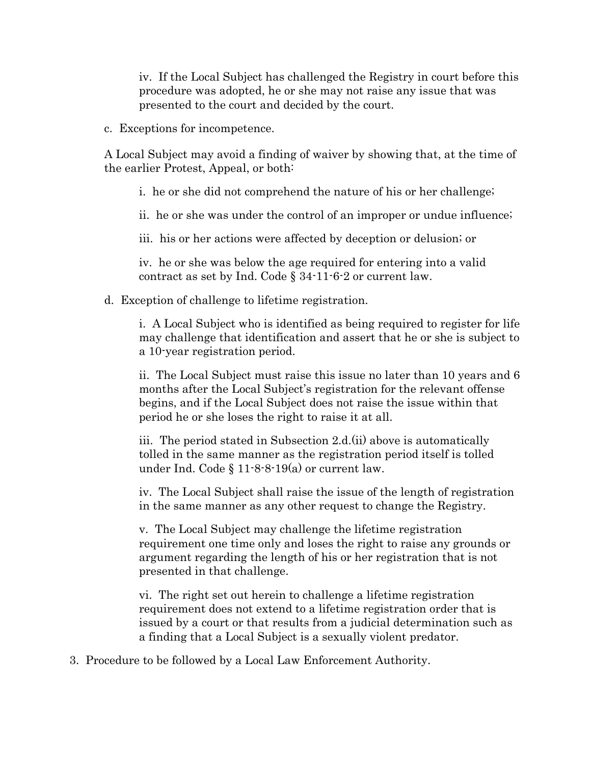iv. If the Local Subject has challenged the Registry in court before this procedure was adopted, he or she may not raise any issue that was presented to the court and decided by the court.

c. Exceptions for incompetence.

A Local Subject may avoid a finding of waiver by showing that, at the time of the earlier Protest, Appeal, or both:

i. he or she did not comprehend the nature of his or her challenge;

ii. he or she was under the control of an improper or undue influence;

iii. his or her actions were affected by deception or delusion; or

iv. he or she was below the age required for entering into a valid contract as set by Ind. Code § 34-11-6-2 or current law.

d. Exception of challenge to lifetime registration.

i. A Local Subject who is identified as being required to register for life may challenge that identification and assert that he or she is subject to a 10-year registration period.

ii. The Local Subject must raise this issue no later than 10 years and 6 months after the Local Subject's registration for the relevant offense begins, and if the Local Subject does not raise the issue within that period he or she loses the right to raise it at all.

iii. The period stated in Subsection 2.d.(ii) above is automatically tolled in the same manner as the registration period itself is tolled under Ind. Code § 11-8-8-19(a) or current law.

iv. The Local Subject shall raise the issue of the length of registration in the same manner as any other request to change the Registry.

v. The Local Subject may challenge the lifetime registration requirement one time only and loses the right to raise any grounds or argument regarding the length of his or her registration that is not presented in that challenge.

vi. The right set out herein to challenge a lifetime registration requirement does not extend to a lifetime registration order that is issued by a court or that results from a judicial determination such as a finding that a Local Subject is a sexually violent predator.

3. Procedure to be followed by a Local Law Enforcement Authority.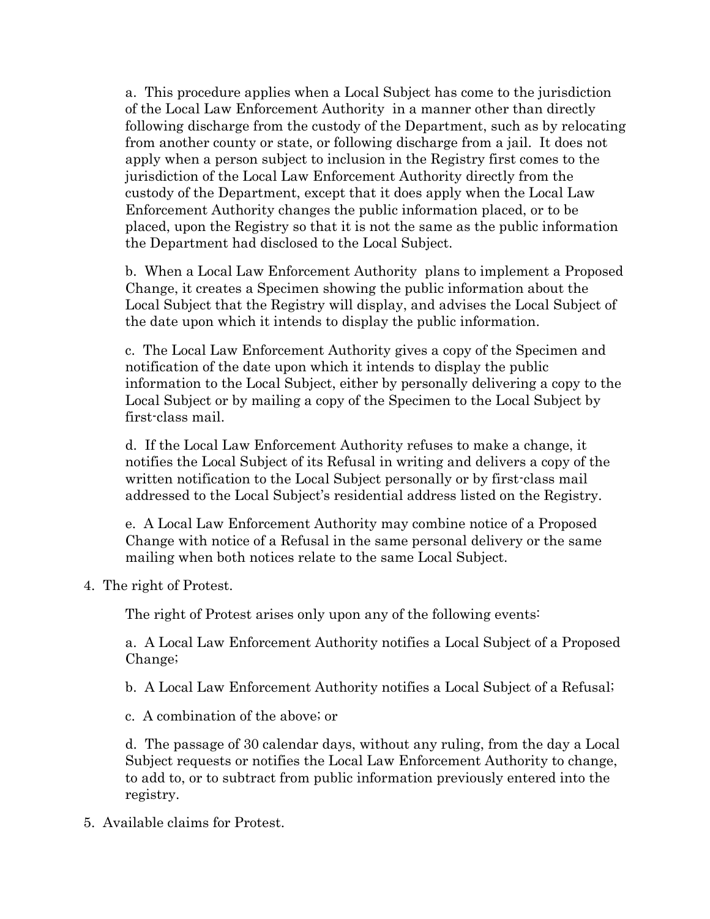a. This procedure applies when a Local Subject has come to the jurisdiction of the Local Law Enforcement Authority in a manner other than directly following discharge from the custody of the Department, such as by relocating from another county or state, or following discharge from a jail. It does not apply when a person subject to inclusion in the Registry first comes to the jurisdiction of the Local Law Enforcement Authority directly from the custody of the Department, except that it does apply when the Local Law Enforcement Authority changes the public information placed, or to be placed, upon the Registry so that it is not the same as the public information the Department had disclosed to the Local Subject.

b. When a Local Law Enforcement Authority plans to implement a Proposed Change, it creates a Specimen showing the public information about the Local Subject that the Registry will display, and advises the Local Subject of the date upon which it intends to display the public information.

c. The Local Law Enforcement Authority gives a copy of the Specimen and notification of the date upon which it intends to display the public information to the Local Subject, either by personally delivering a copy to the Local Subject or by mailing a copy of the Specimen to the Local Subject by first-class mail.

d. If the Local Law Enforcement Authority refuses to make a change, it notifies the Local Subject of its Refusal in writing and delivers a copy of the written notification to the Local Subject personally or by first-class mail addressed to the Local Subject's residential address listed on the Registry.

e. A Local Law Enforcement Authority may combine notice of a Proposed Change with notice of a Refusal in the same personal delivery or the same mailing when both notices relate to the same Local Subject.

4. The right of Protest.

The right of Protest arises only upon any of the following events:

a. A Local Law Enforcement Authority notifies a Local Subject of a Proposed Change;

b. A Local Law Enforcement Authority notifies a Local Subject of a Refusal;

c. A combination of the above; or

d. The passage of 30 calendar days, without any ruling, from the day a Local Subject requests or notifies the Local Law Enforcement Authority to change, to add to, or to subtract from public information previously entered into the registry.

5. Available claims for Protest.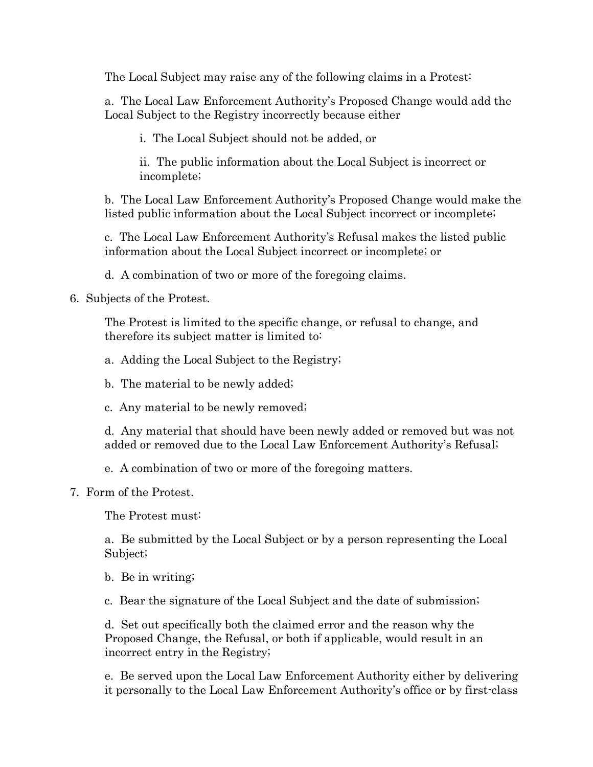The Local Subject may raise any of the following claims in a Protest:

a. The Local Law Enforcement Authority's Proposed Change would add the Local Subject to the Registry incorrectly because either

i. The Local Subject should not be added, or

ii. The public information about the Local Subject is incorrect or incomplete;

b. The Local Law Enforcement Authority's Proposed Change would make the listed public information about the Local Subject incorrect or incomplete;

c. The Local Law Enforcement Authority's Refusal makes the listed public information about the Local Subject incorrect or incomplete; or

d. A combination of two or more of the foregoing claims.

6. Subjects of the Protest.

The Protest is limited to the specific change, or refusal to change, and therefore its subject matter is limited to:

a. Adding the Local Subject to the Registry;

b. The material to be newly added;

c. Any material to be newly removed;

d. Any material that should have been newly added or removed but was not added or removed due to the Local Law Enforcement Authority's Refusal;

e. A combination of two or more of the foregoing matters.

7. Form of the Protest.

The Protest must:

a. Be submitted by the Local Subject or by a person representing the Local Subject;

b. Be in writing;

c. Bear the signature of the Local Subject and the date of submission;

d. Set out specifically both the claimed error and the reason why the Proposed Change, the Refusal, or both if applicable, would result in an incorrect entry in the Registry;

e. Be served upon the Local Law Enforcement Authority either by delivering it personally to the Local Law Enforcement Authority's office or by first-class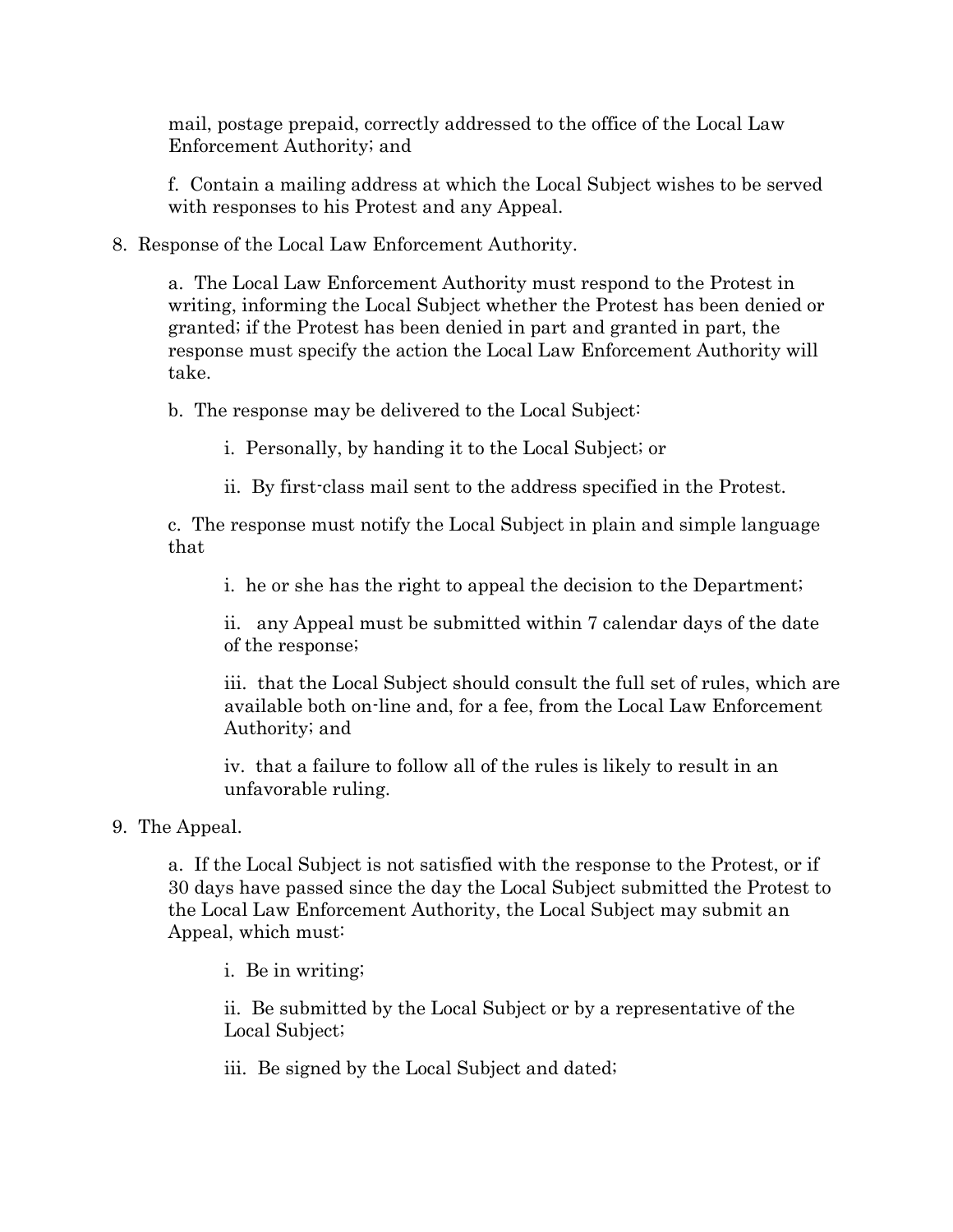mail, postage prepaid, correctly addressed to the office of the Local Law Enforcement Authority; and

f. Contain a mailing address at which the Local Subject wishes to be served with responses to his Protest and any Appeal.

8. Response of the Local Law Enforcement Authority.

   a. The Local Law Enforcement Authority must respond to the Protest in writing, informing the Local Subject whether the Protest has been denied or granted; if the Protest has been denied in part and granted in part, the response must specify the action the Local Law Enforcement Authority will take.

   b. The response may be delivered to the Local Subject:

      i. Personally, by handing it to the Local Subject; or

      ii. By first-class mail sent to the address specified in the Protest.

   c. The response must notify the Local Subject in plain and simple language that

      i. he or she has the right to appeal the decision to the Department;

      ii. any Appeal must be submitted within 7 calendar days of the date of the response;

      iii. that the Local Subject should consult the full set of rules, which are available both on-line and, for a fee, from the Local Law Enforcement Authority; and

      iv. that a failure to follow all of the rules is likely to result in an unfavorable ruling.

9. The Appeal.

   a. If the Local Subject is not satisfied with the response to the Protest, or if 30 days have passed since the day the Local Subject submitted the Protest to the Local Law Enforcement Authority, the Local Subject may submit an Appeal, which must:

      i. Be in writing;

      ii. Be submitted by the Local Subject or by a representative of the Local Subject;

      iii. Be signed by the Local Subject and dated;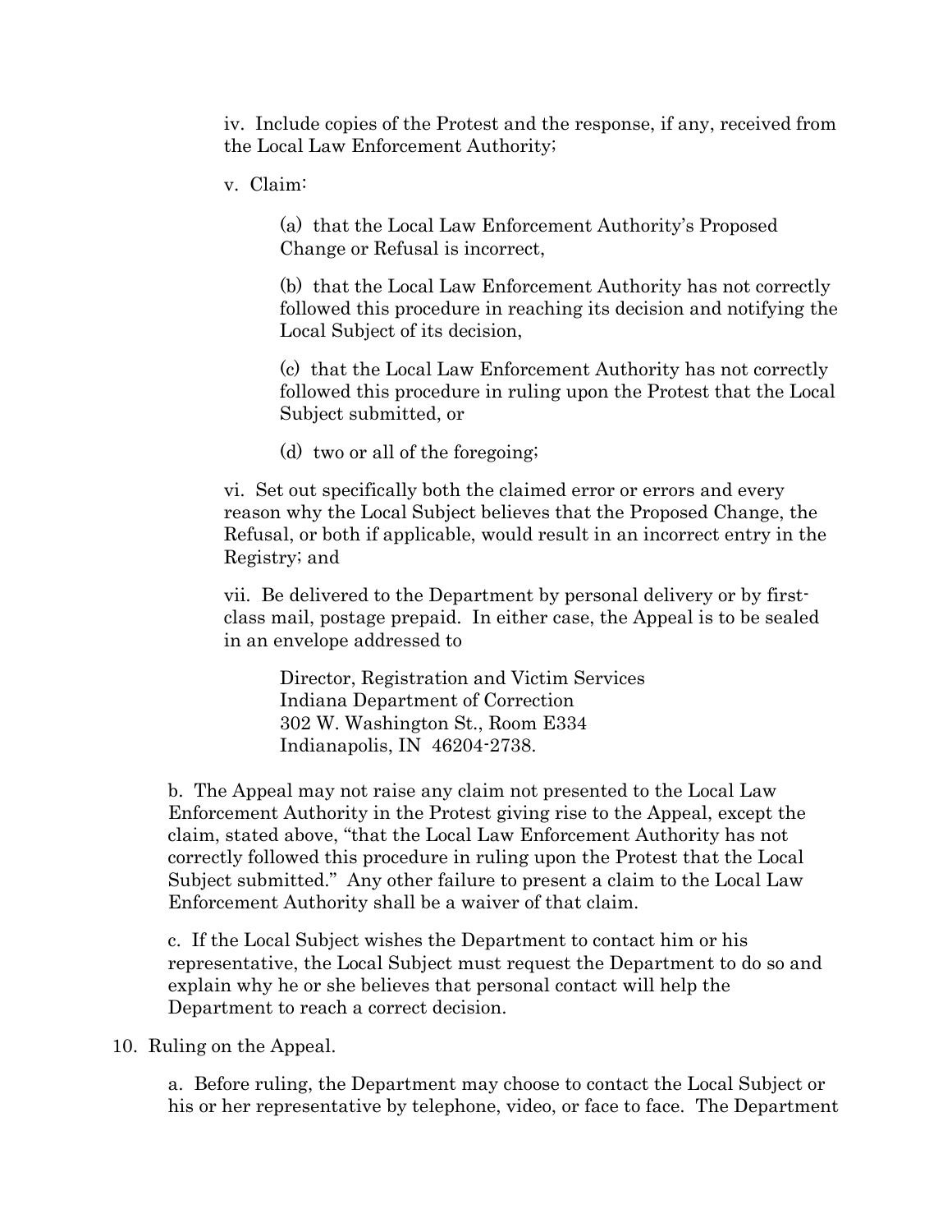iv. Include copies of the Protest and the response, if any, received from the Local Law Enforcement Authority;

v. Claim:

(a) that the Local Law Enforcement Authority's Proposed Change or Refusal is incorrect,

(b) that the Local Law Enforcement Authority has not correctly followed this procedure in reaching its decision and notifying the Local Subject of its decision,

(c) that the Local Law Enforcement Authority has not correctly followed this procedure in ruling upon the Protest that the Local Subject submitted, or

(d) two or all of the foregoing;

vi. Set out specifically both the claimed error or errors and every reason why the Local Subject believes that the Proposed Change, the Refusal, or both if applicable, would result in an incorrect entry in the Registry; and

vii. Be delivered to the Department by personal delivery or by first-class mail, postage prepaid. In either case, the Appeal is to be sealed in an envelope addressed to

Director, Registration and Victim Services
Indiana Department of Correction
302 W. Washington St., Room E334
Indianapolis, IN 46204-2738.

b. The Appeal may not raise any claim not presented to the Local Law Enforcement Authority in the Protest giving rise to the Appeal, except the claim, stated above, "that the Local Law Enforcement Authority has not correctly followed this procedure in ruling upon the Protest that the Local Subject submitted." Any other failure to present a claim to the Local Law Enforcement Authority shall be a waiver of that claim.

c. If the Local Subject wishes the Department to contact him or his representative, the Local Subject must request the Department to do so and explain why he or she believes that personal contact will help the Department to reach a correct decision.

10. Ruling on the Appeal.

a. Before ruling, the Department may choose to contact the Local Subject or his or her representative by telephone, video, or face to face. The Department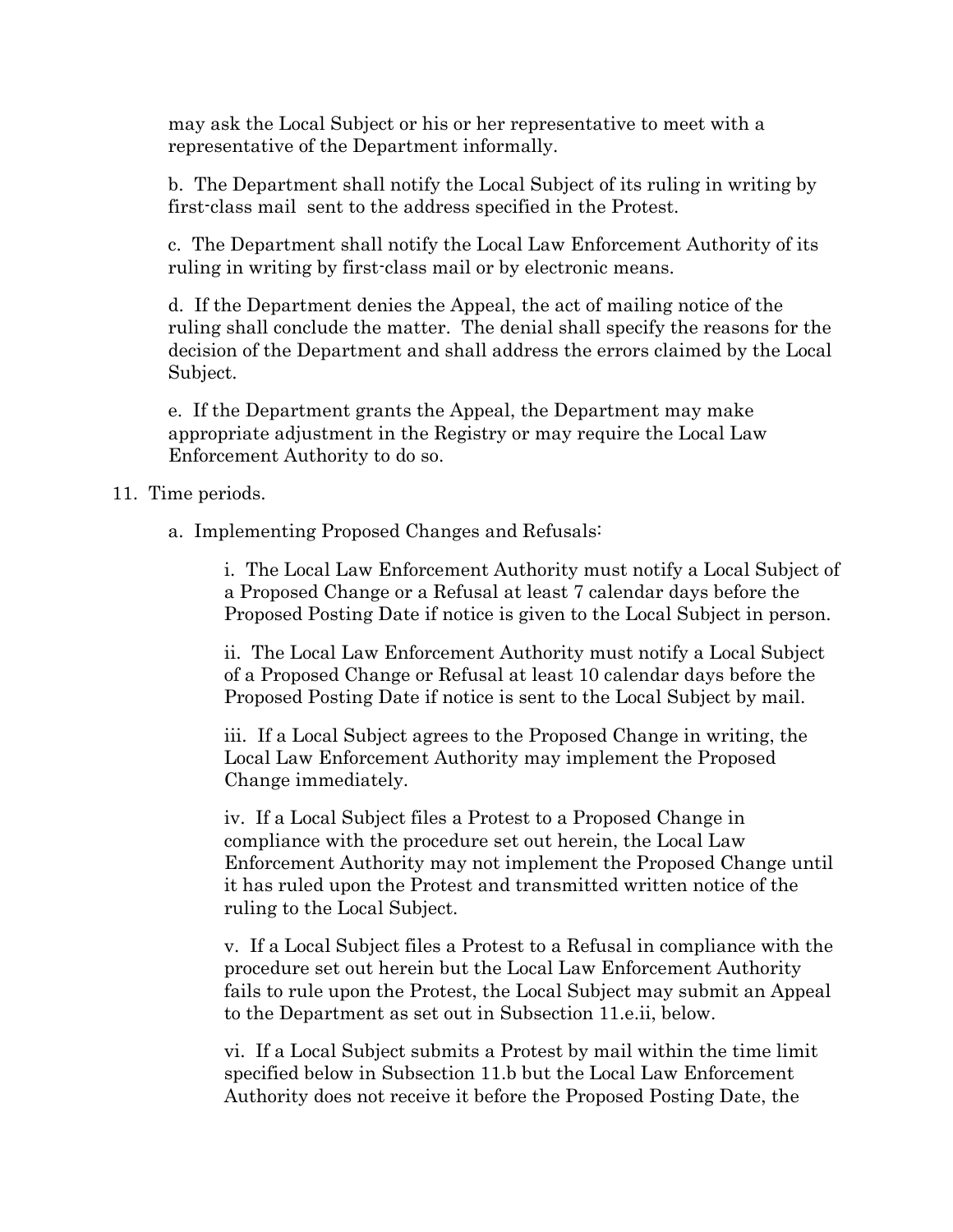may ask the Local Subject or his or her representative to meet with a representative of the Department informally.

b. The Department shall notify the Local Subject of its ruling in writing by first-class mail sent to the address specified in the Protest.

c. The Department shall notify the Local Law Enforcement Authority of its ruling in writing by first-class mail or by electronic means.

d. If the Department denies the Appeal, the act of mailing notice of the ruling shall conclude the matter. The denial shall specify the reasons for the decision of the Department and shall address the errors claimed by the Local Subject.

e. If the Department grants the Appeal, the Department may make appropriate adjustment in the Registry or may require the Local Law Enforcement Authority to do so.

11. Time periods.

a. Implementing Proposed Changes and Refusals:

i. The Local Law Enforcement Authority must notify a Local Subject of a Proposed Change or a Refusal at least 7 calendar days before the Proposed Posting Date if notice is given to the Local Subject in person.

ii. The Local Law Enforcement Authority must notify a Local Subject of a Proposed Change or Refusal at least 10 calendar days before the Proposed Posting Date if notice is sent to the Local Subject by mail.

iii. If a Local Subject agrees to the Proposed Change in writing, the Local Law Enforcement Authority may implement the Proposed Change immediately.

iv. If a Local Subject files a Protest to a Proposed Change in compliance with the procedure set out herein, the Local Law Enforcement Authority may not implement the Proposed Change until it has ruled upon the Protest and transmitted written notice of the ruling to the Local Subject.

v. If a Local Subject files a Protest to a Refusal in compliance with the procedure set out herein but the Local Law Enforcement Authority fails to rule upon the Protest, the Local Subject may submit an Appeal to the Department as set out in Subsection 11.e.ii, below.

vi. If a Local Subject submits a Protest by mail within the time limit specified below in Subsection 11.b but the Local Law Enforcement Authority does not receive it before the Proposed Posting Date, the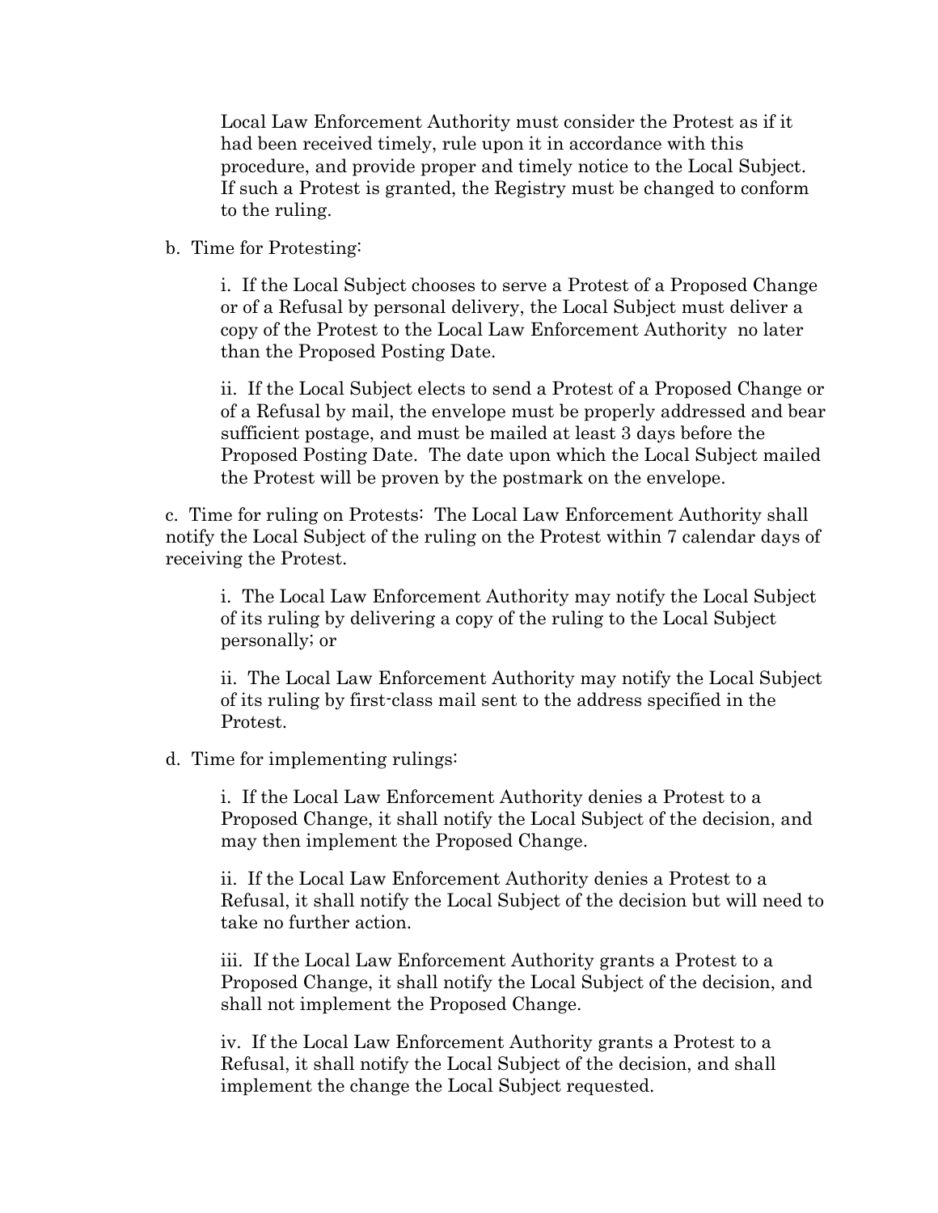Local Law Enforcement Authority must consider the Protest as if it had been received timely, rule upon it in accordance with this procedure, and provide proper and timely notice to the Local Subject. If such a Protest is granted, the Registry must be changed to conform to the ruling.

b. Time for Protesting:

i. If the Local Subject chooses to serve a Protest of a Proposed Change or of a Refusal by personal delivery, the Local Subject must deliver a copy of the Protest to the Local Law Enforcement Authority no later than the Proposed Posting Date.

ii. If the Local Subject elects to send a Protest of a Proposed Change or of a Refusal by mail, the envelope must be properly addressed and bear sufficient postage, and must be mailed at least 3 days before the Proposed Posting Date. The date upon which the Local Subject mailed the Protest will be proven by the postmark on the envelope.

c. Time for ruling on Protests: The Local Law Enforcement Authority shall notify the Local Subject of the ruling on the Protest within 7 calendar days of receiving the Protest.

i. The Local Law Enforcement Authority may notify the Local Subject of its ruling by delivering a copy of the ruling to the Local Subject personally; or

ii. The Local Law Enforcement Authority may notify the Local Subject of its ruling by first-class mail sent to the address specified in the Protest.

d. Time for implementing rulings:

i. If the Local Law Enforcement Authority denies a Protest to a Proposed Change, it shall notify the Local Subject of the decision, and may then implement the Proposed Change.

ii. If the Local Law Enforcement Authority denies a Protest to a Refusal, it shall notify the Local Subject of the decision but will need to take no further action.

iii. If the Local Law Enforcement Authority grants a Protest to a Proposed Change, it shall notify the Local Subject of the decision, and shall not implement the Proposed Change.

iv. If the Local Law Enforcement Authority grants a Protest to a Refusal, it shall notify the Local Subject of the decision, and shall implement the change the Local Subject requested.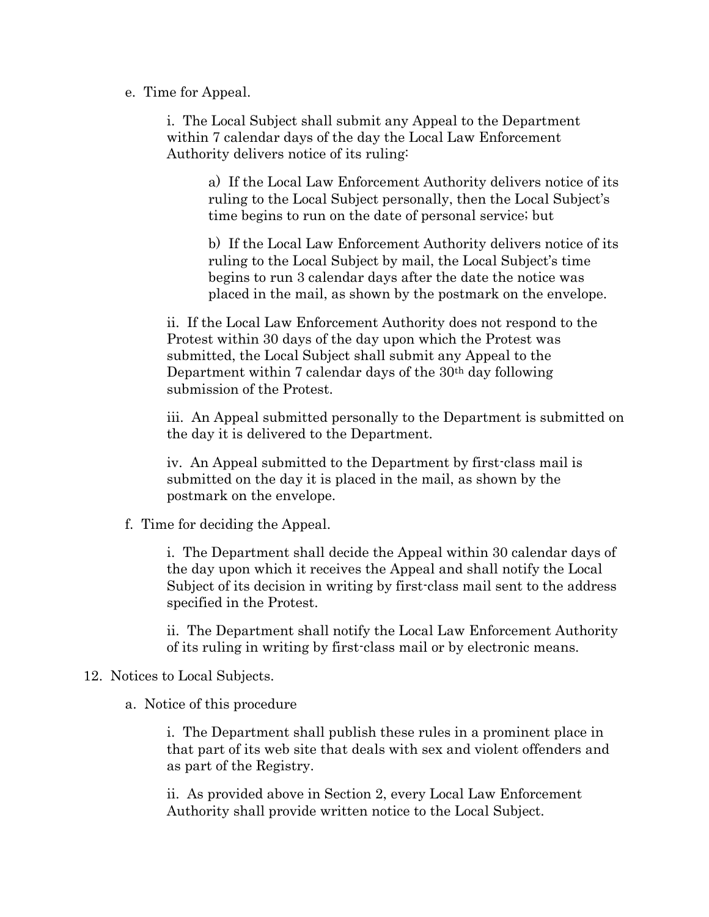e. Time for Appeal.

i. The Local Subject shall submit any Appeal to the Department within 7 calendar days of the day the Local Law Enforcement Authority delivers notice of its ruling:

a) If the Local Law Enforcement Authority delivers notice of its ruling to the Local Subject personally, then the Local Subject's time begins to run on the date of personal service; but

b) If the Local Law Enforcement Authority delivers notice of its ruling to the Local Subject by mail, the Local Subject's time begins to run 3 calendar days after the date the notice was placed in the mail, as shown by the postmark on the envelope.

ii. If the Local Law Enforcement Authority does not respond to the Protest within 30 days of the day upon which the Protest was submitted, the Local Subject shall submit any Appeal to the Department within 7 calendar days of the 30th day following submission of the Protest.

iii. An Appeal submitted personally to the Department is submitted on the day it is delivered to the Department.

iv. An Appeal submitted to the Department by first-class mail is submitted on the day it is placed in the mail, as shown by the postmark on the envelope.

f. Time for deciding the Appeal.

i. The Department shall decide the Appeal within 30 calendar days of the day upon which it receives the Appeal and shall notify the Local Subject of its decision in writing by first-class mail sent to the address specified in the Protest.

ii. The Department shall notify the Local Law Enforcement Authority of its ruling in writing by first-class mail or by electronic means.

12. Notices to Local Subjects.

a. Notice of this procedure

i. The Department shall publish these rules in a prominent place in that part of its web site that deals with sex and violent offenders and as part of the Registry.

ii. As provided above in Section 2, every Local Law Enforcement Authority shall provide written notice to the Local Subject.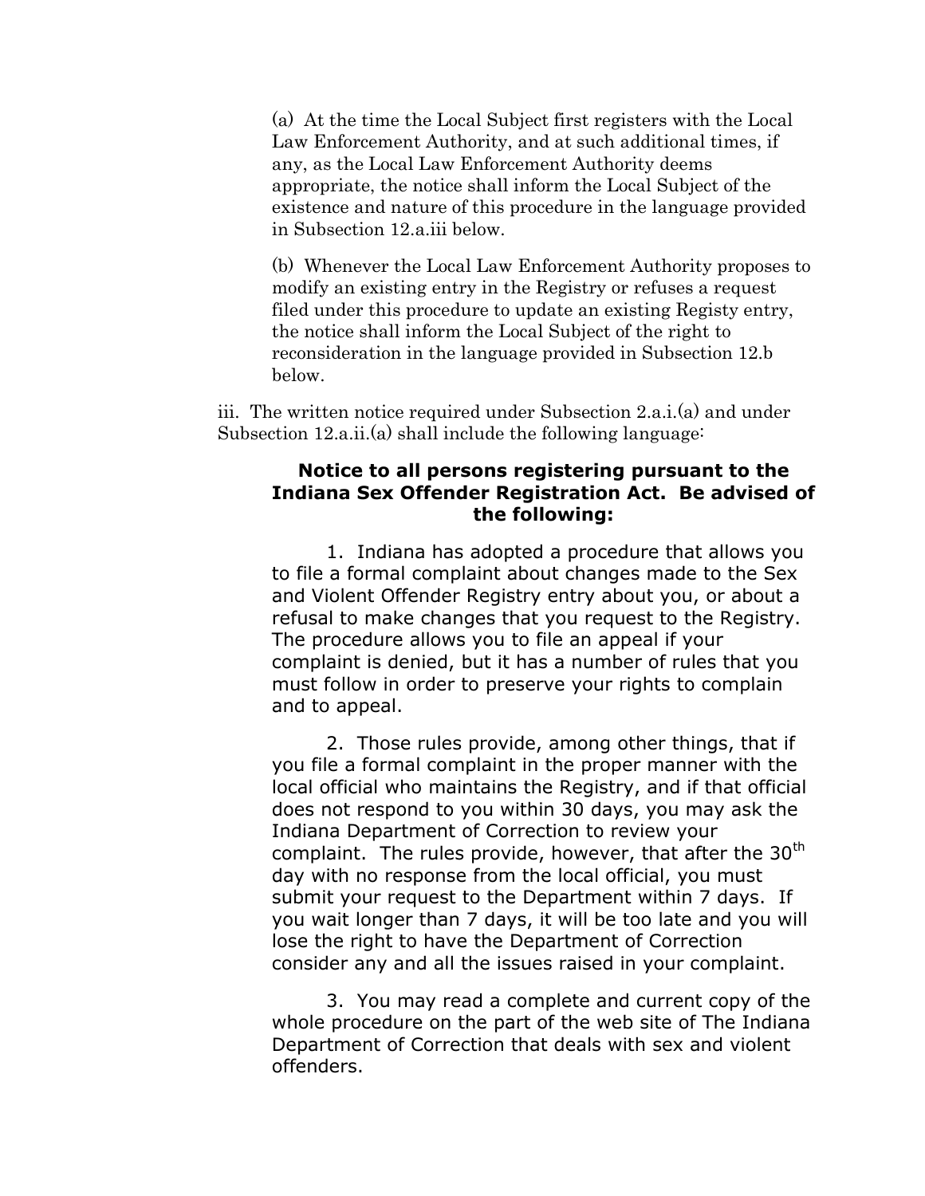(a) At the time the Local Subject first registers with the Local Law Enforcement Authority, and at such additional times, if any, as the Local Law Enforcement Authority deems appropriate, the notice shall inform the Local Subject of the existence and nature of this procedure in the language provided in Subsection 12.a.iii below.

(b) Whenever the Local Law Enforcement Authority proposes to modify an existing entry in the Registry or refuses a request filed under this procedure to update an existing Registy entry, the notice shall inform the Local Subject of the right to reconsideration in the language provided in Subsection 12.b below.

iii. The written notice required under Subsection 2.a.i.(a) and under Subsection 12.a.ii.(a) shall include the following language:

**Notice to all persons registering pursuant to the Indiana Sex Offender Registration Act. Be advised of the following:**

1. Indiana has adopted a procedure that allows you to file a formal complaint about changes made to the Sex and Violent Offender Registry entry about you, or about a refusal to make changes that you request to the Registry. The procedure allows you to file an appeal if your complaint is denied, but it has a number of rules that you must follow in order to preserve your rights to complain and to appeal.

2. Those rules provide, among other things, that if you file a formal complaint in the proper manner with the local official who maintains the Registry, and if that official does not respond to you within 30 days, you may ask the Indiana Department of Correction to review your complaint. The rules provide, however, that after the 30th day with no response from the local official, you must submit your request to the Department within 7 days. If you wait longer than 7 days, it will be too late and you will lose the right to have the Department of Correction consider any and all the issues raised in your complaint.

3. You may read a complete and current copy of the whole procedure on the part of the web site of The Indiana Department of Correction that deals with sex and violent offenders.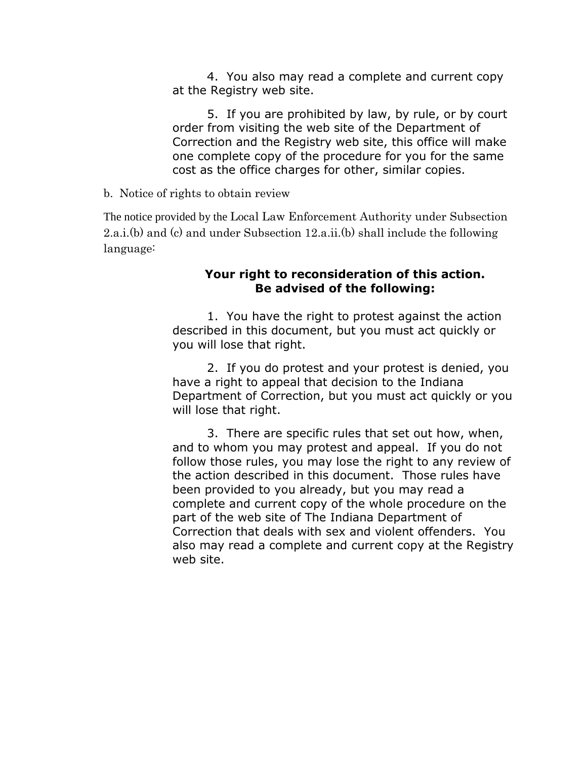4. You also may read a complete and current copy at the Registry web site.

5. If you are prohibited by law, by rule, or by court order from visiting the web site of the Department of Correction and the Registry web site, this office will make one complete copy of the procedure for you for the same cost as the office charges for other, similar copies.

b. Notice of rights to obtain review

The notice provided by the Local Law Enforcement Authority under Subsection 2.a.i.(b) and (c) and under Subsection 12.a.ii.(b) shall include the following language:

**Your right to reconsideration of this action.**
**Be advised of the following:**

1. You have the right to protest against the action described in this document, but you must act quickly or you will lose that right.

2. If you do protest and your protest is denied, you have a right to appeal that decision to the Indiana Department of Correction, but you must act quickly or you will lose that right.

3. There are specific rules that set out how, when, and to whom you may protest and appeal. If you do not follow those rules, you may lose the right to any review of the action described in this document. Those rules have been provided to you already, but you may read a complete and current copy of the whole procedure on the part of the web site of The Indiana Department of Correction that deals with sex and violent offenders. You also may read a complete and current copy at the Registry web site.